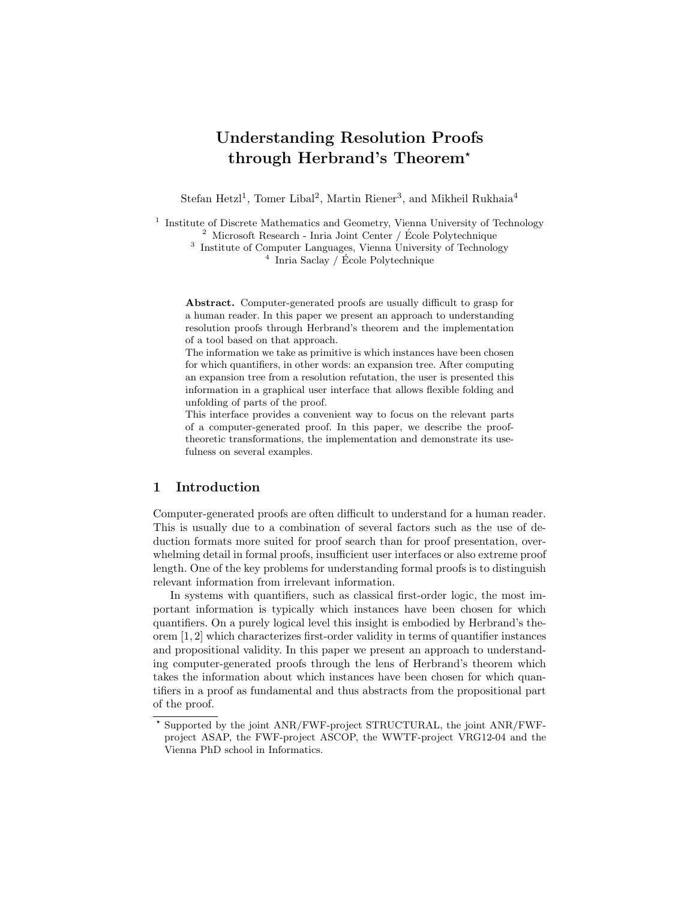# Understanding Resolution Proofs through Herbrand's Theorem*

Stefan Hetzl[1], Tomer Libal[2], Martin Riener[3], and Mikheil Rukhaia[4]

[1] Institute of Discrete Mathematics and Geometry, Vienna University of Technology
[2] Microsoft Research - Inria Joint Center / École Polytechnique
[3] Institute of Computer Languages, Vienna University of Technology
[4] Inria Saclay / École Polytechnique

**Abstract.** Computer-generated proofs are usually difficult to grasp for a human reader. In this paper we present an approach to understanding resolution proofs through Herbrand's theorem and the implementation of a tool based on that approach.
The information we take as primitive is which instances have been chosen for which quantifiers, in other words: an expansion tree. After computing an expansion tree from a resolution refutation, the user is presented this information in a graphical user interface that allows flexible folding and unfolding of parts of the proof.
This interface provides a convenient way to focus on the relevant parts of a computer-generated proof. In this paper, we describe the proof-theoretic transformations, the implementation and demonstrate its usefulness on several examples.

## 1 Introduction

Computer-generated proofs are often difficult to understand for a human reader. This is usually due to a combination of several factors such as the use of deduction formats more suited for proof search than for proof presentation, overwhelming detail in formal proofs, insufficient user interfaces or also extreme proof length. One of the key problems for understanding formal proofs is to distinguish relevant information from irrelevant information.

In systems with quantifiers, such as classical first-order logic, the most important information is typically which instances have been chosen for which quantifiers. On a purely logical level this insight is embodied by Herbrand's theorem [1, 2] which characterizes first-order validity in terms of quantifier instances and propositional validity. In this paper we present an approach to understanding computer-generated proofs through the lens of Herbrand's theorem which takes the information about which instances have been chosen for which quantifiers in a proof as fundamental and thus abstracts from the propositional part of the proof.

* Supported by the joint ANR/FWF-project STRUCTURAL, the joint ANR/FWF-project ASAP, the FWF-project ASCOP, the WWTF-project VRG12-04 and the Vienna PhD school in Informatics.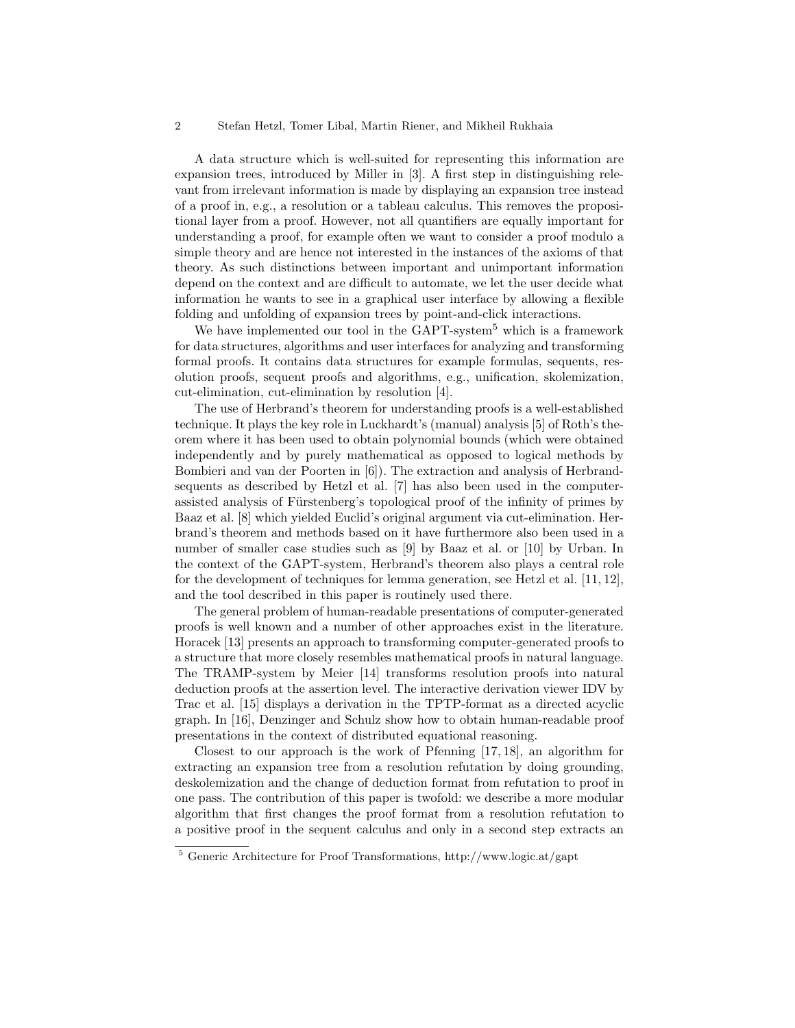A data structure which is well-suited for representing this information are expansion trees, introduced by Miller in [3]. A first step in distinguishing relevant from irrelevant information is made by displaying an expansion tree instead of a proof in, e.g., a resolution or a tableau calculus. This removes the propositional layer from a proof. However, not all quantifiers are equally important for understanding a proof, for example often we want to consider a proof modulo a simple theory and are hence not interested in the instances of the axioms of that theory. As such distinctions between important and unimportant information depend on the context and are difficult to automate, we let the user decide what information he wants to see in a graphical user interface by allowing a flexible folding and unfolding of expansion trees by point-and-click interactions.

We have implemented our tool in the GAPT-system[5] which is a framework for data structures, algorithms and user interfaces for analyzing and transforming formal proofs. It contains data structures for example formulas, sequents, resolution proofs, sequent proofs and algorithms, e.g., unification, skolemization, cut-elimination, cut-elimination by resolution [4].

The use of Herbrand's theorem for understanding proofs is a well-established technique. It plays the key role in Luckhardt's (manual) analysis [5] of Roth's theorem where it has been used to obtain polynomial bounds (which were obtained independently and by purely mathematical as opposed to logical methods by Bombieri and van der Poorten in [6]). The extraction and analysis of Herbrand-sequents as described by Hetzl et al. [7] has also been used in the computer-assisted analysis of Fürstenberg's topological proof of the infinity of primes by Baaz et al. [8] which yielded Euclid's original argument via cut-elimination. Herbrand's theorem and methods based on it have furthermore also been used in a number of smaller case studies such as [9] by Baaz et al. or [10] by Urban. In the context of the GAPT-system, Herbrand's theorem also plays a central role for the development of techniques for lemma generation, see Hetzl et al. [11, 12], and the tool described in this paper is routinely used there.

The general problem of human-readable presentations of computer-generated proofs is well known and a number of other approaches exist in the literature. Horacek [13] presents an approach to transforming computer-generated proofs to a structure that more closely resembles mathematical proofs in natural language. The TRAMP-system by Meier [14] transforms resolution proofs into natural deduction proofs at the assertion level. The interactive derivation viewer IDV by Trac et al. [15] displays a derivation in the TPTP-format as a directed acyclic graph. In [16], Denzinger and Schulz show how to obtain human-readable proof presentations in the context of distributed equational reasoning.

Closest to our approach is the work of Pfenning [17, 18], an algorithm for extracting an expansion tree from a resolution refutation by doing grounding, deskolemization and the change of deduction format from refutation to proof in one pass. The contribution of this paper is twofold: we describe a more modular algorithm that first changes the proof format from a resolution refutation to a positive proof in the sequent calculus and only in a second step extracts an

[5] Generic Architecture for Proof Transformations, http://www.logic.at/gapt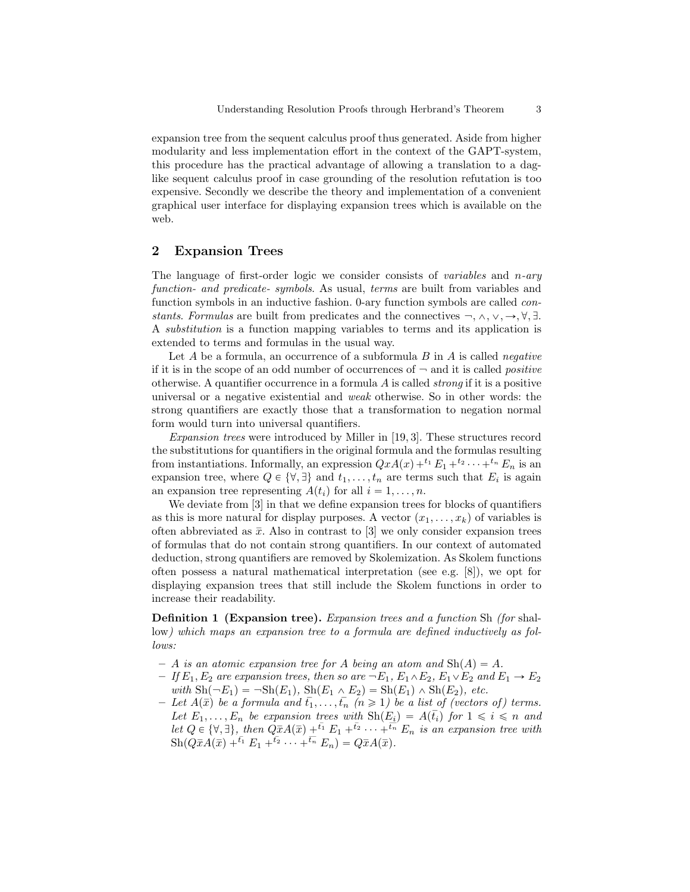expansion tree from the sequent calculus proof thus generated. Aside from higher modularity and less implementation effort in the context of the GAPT-system, this procedure has the practical advantage of allowing a translation to a dag-like sequent calculus proof in case grounding of the resolution refutation is too expensive. Secondly we describe the theory and implementation of a convenient graphical user interface for displaying expansion trees which is available on the web.

## 2 Expansion Trees

The language of first-order logic we consider consists of *variables* and *n-ary function- and predicate- symbols*. As usual, *terms* are built from variables and function symbols in an inductive fashion. 0-ary function symbols are called *constants*. *Formulas* are built from predicates and the connectives $\neg, \wedge, \vee, \rightarrow, \forall, \exists$. A *substitution* is a function mapping variables to terms and its application is extended to terms and formulas in the usual way.

Let $A$ be a formula, an occurrence of a subformula $B$ in $A$ is called *negative* if it is in the scope of an odd number of occurrences of $\neg$ and it is called *positive* otherwise. A quantifier occurrence in a formula $A$ is called *strong* if it is a positive universal or a negative existential and *weak* otherwise. So in other words: the strong quantifiers are exactly those that a transformation to negation normal form would turn into universal quantifiers.

*Expansion trees* were introduced by Miller in [19, 3]. These structures record the substitutions for quantifiers in the original formula and the formulas resulting from instantiations. Informally, an expression $QxA(x) +^{t_1} E_1 +^{t_2} \cdots +^{t_n} E_n$ is an expansion tree, where $Q \in \{\forall, \exists\}$ and $t_1, \ldots, t_n$ are terms such that $E_i$ is again an expansion tree representing $A(t_i)$ for all $i = 1, \ldots, n$.

We deviate from [3] in that we define expansion trees for blocks of quantifiers as this is more natural for display purposes. A vector $(x_1, \ldots, x_k)$ of variables is often abbreviated as $\bar{x}$. Also in contrast to [3] we only consider expansion trees of formulas that do not contain strong quantifiers. In our context of automated deduction, strong quantifiers are removed by Skolemization. As Skolem functions often possess a natural mathematical interpretation (see e.g. [8]), we opt for displaying expansion trees that still include the Skolem functions in order to increase their readability.

**Definition 1 (Expansion tree).** *Expansion trees and a function* Sh *(for* shallow*) which maps an expansion tree to a formula are defined inductively as follows:*

- *$A$ is an atomic expansion tree for $A$ being an atom and $\mathrm{Sh}(A) = A$.*
- *If $E_1, E_2$ are expansion trees, then so are $\neg E_1$, $E_1 \wedge E_2$, $E_1 \vee E_2$ and $E_1 \rightarrow E_2$ with $\mathrm{Sh}(\neg E_1) = \neg \mathrm{Sh}(E_1)$, $\mathrm{Sh}(E_1 \wedge E_2) = \mathrm{Sh}(E_1) \wedge \mathrm{Sh}(E_2)$, etc.*
- *Let $A(\bar{x})$ be a formula and $\bar{t_1}, \ldots, \bar{t_n}$ ($n \geqslant 1$) be a list of (vectors of) terms. Let $E_1, \ldots, E_n$ be expansion trees with $\mathrm{Sh}(E_i) = A(\bar{t_i})$ for $1 \leqslant i \leqslant n$ and let $Q \in \{\forall, \exists\}$, then $Q\bar{x}A(\bar{x}) +^{\bar{t_1}} E_1 +^{\bar{t_2}} \cdots +^{\bar{t_n}} E_n$ is an expansion tree with $\mathrm{Sh}(Q\bar{x}A(\bar{x}) +^{\bar{t_1}} E_1 +^{\bar{t_2}} \cdots +^{\bar{t_n}} E_n) = Q\bar{x}A(\bar{x})$.*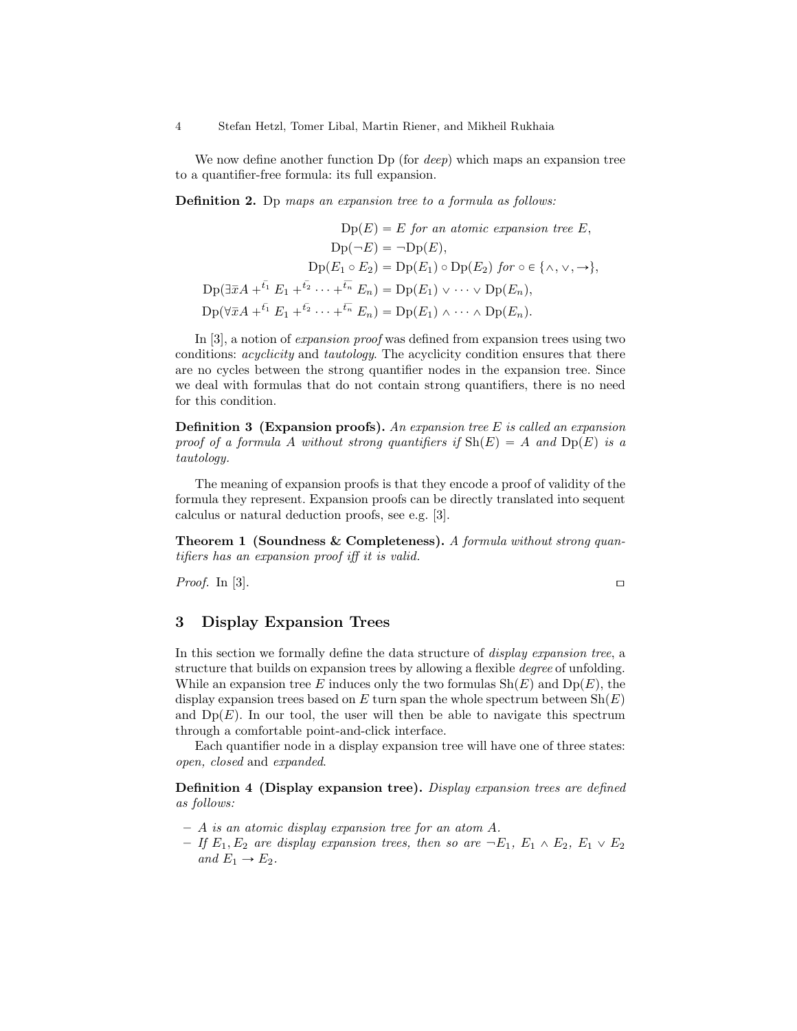We now define another function Dp (for *deep*) which maps an expansion tree to a quantifier-free formula: its full expansion.

**Definition 2.** Dp *maps an expansion tree to a formula as follows:*

$$
\begin{aligned}
\mathrm{Dp}(E) &= E \text{ for an atomic expansion tree } E,\\
\mathrm{Dp}(\neg E) &= \neg \mathrm{Dp}(E),\\
\mathrm{Dp}(E_1 \circ E_2) &= \mathrm{Dp}(E_1) \circ \mathrm{Dp}(E_2) \text{ for } \circ \in \{\wedge, \vee, \rightarrow\},\\
\mathrm{Dp}(\exists \bar{x} A +^{\bar{t_1}} E_1 +^{\bar{t_2}} \cdots +^{\bar{t_n}} E_n) &= \mathrm{Dp}(E_1) \vee \cdots \vee \mathrm{Dp}(E_n),\\
\mathrm{Dp}(\forall \bar{x} A +^{\bar{t_1}} E_1 +^{\bar{t_2}} \cdots +^{\bar{t_n}} E_n) &= \mathrm{Dp}(E_1) \wedge \cdots \wedge \mathrm{Dp}(E_n).
\end{aligned}
$$

In [3], a notion of *expansion proof* was defined from expansion trees using two conditions: *acyclicity* and *tautology*. The acyclicity condition ensures that there are no cycles between the strong quantifier nodes in the expansion tree. Since we deal with formulas that do not contain strong quantifiers, there is no need for this condition.

**Definition 3 (Expansion proofs).** *An expansion tree $E$ is called an expansion proof of a formula $A$ without strong quantifiers if $\mathrm{Sh}(E) = A$ and $\mathrm{Dp}(E)$ is a tautology.*

The meaning of expansion proofs is that they encode a proof of validity of the formula they represent. Expansion proofs can be directly translated into sequent calculus or natural deduction proofs, see e.g. [3].

**Theorem 1 (Soundness & Completeness).** *A formula without strong quantifiers has an expansion proof iff it is valid.*

*Proof.* In [3]. ◻

## 3 Display Expansion Trees

In this section we formally define the data structure of *display expansion tree*, a structure that builds on expansion trees by allowing a flexible *degree* of unfolding. While an expansion tree $E$ induces only the two formulas $\mathrm{Sh}(E)$ and $\mathrm{Dp}(E)$, the display expansion trees based on $E$ turn span the whole spectrum between $\mathrm{Sh}(E)$ and $\mathrm{Dp}(E)$. In our tool, the user will then be able to navigate this spectrum through a comfortable point-and-click interface.

Each quantifier node in a display expansion tree will have one of three states: *open, closed* and *expanded*.

**Definition 4 (Display expansion tree).** *Display expansion trees are defined as follows:*

- *$A$ is an atomic display expansion tree for an atom $A$.*
- *If $E_1, E_2$ are display expansion trees, then so are $\neg E_1$, $E_1 \wedge E_2$, $E_1 \vee E_2$ and $E_1 \rightarrow E_2$.*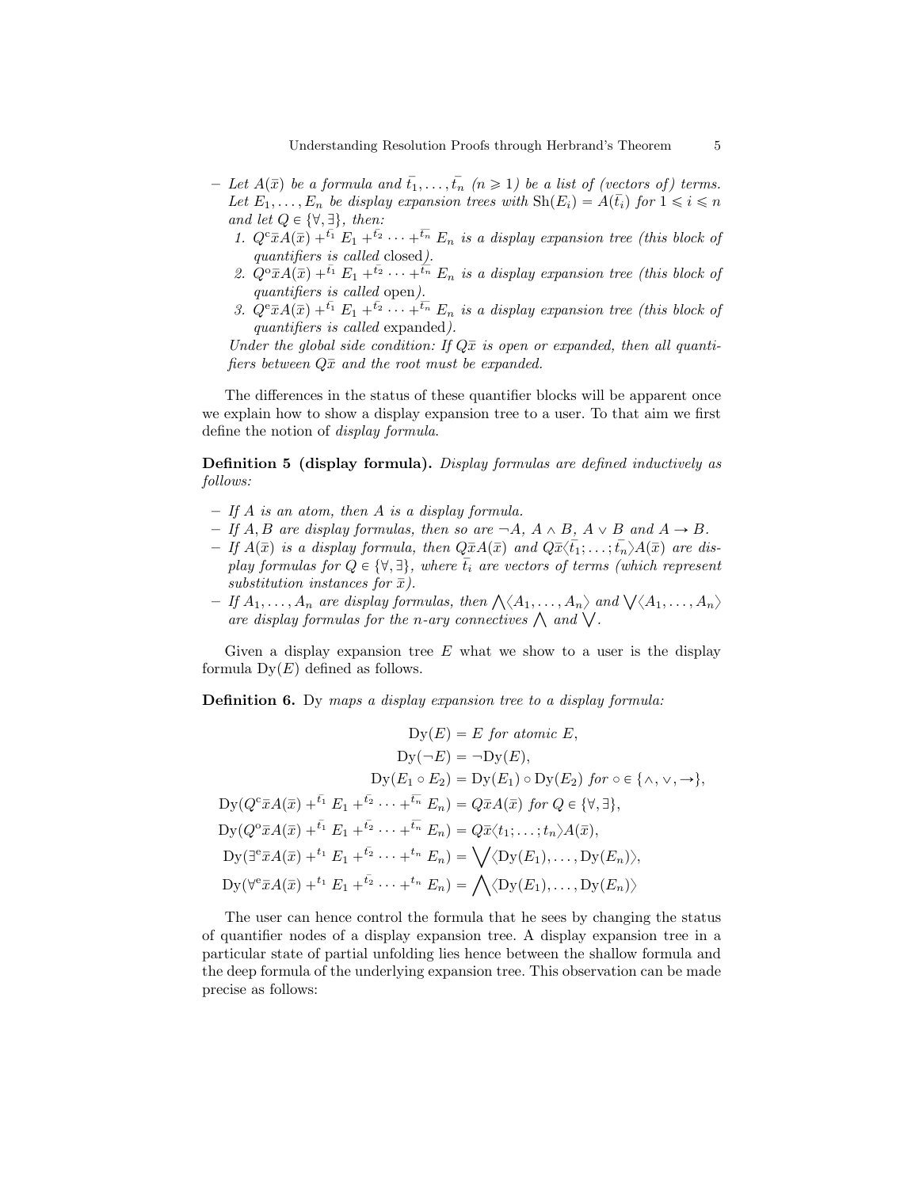– *Let $A(\bar{x})$ be a formula and $\bar{t_1}, \ldots, \bar{t_n}$ $(n \geqslant 1)$ be a list of (vectors of) terms. Let $E_1, \ldots, E_n$ be display expansion trees with $\mathrm{Sh}(E_i) = A(\bar{t_i})$ for $1 \leqslant i \leqslant n$ and let $Q \in \{\forall, \exists\}$, then:*
  1. *$Q^{\mathrm{c}}\bar{x}A(\bar{x}) +^{\bar{t_1}} E_1 +^{\bar{t_2}} \cdots +^{\bar{t_n}} E_n$ is a display expansion tree (this block of quantifiers is called* closed*).*
  2. *$Q^{\mathrm{o}}\bar{x}A(\bar{x}) +^{\bar{t_1}} E_1 +^{\bar{t_2}} \cdots +^{\bar{t_n}} E_n$ is a display expansion tree (this block of quantifiers is called* open*).*
  3. *$Q^{\mathrm{e}}\bar{x}A(\bar{x}) +^{\bar{t_1}} E_1 +^{\bar{t_2}} \cdots +^{\bar{t_n}} E_n$ is a display expansion tree (this block of quantifiers is called* expanded*).*

  *Under the global side condition: If $Q\bar{x}$ is open or expanded, then all quantifiers between $Q\bar{x}$ and the root must be expanded.*

The differences in the status of these quantifier blocks will be apparent once we explain how to show a display expansion tree to a user. To that aim we first define the notion of *display formula*.

**Definition 5 (display formula).** *Display formulas are defined inductively as follows:*

- *If $A$ is an atom, then $A$ is a display formula.*
- *If $A, B$ are display formulas, then so are $\neg A$, $A \wedge B$, $A \vee B$ and $A \rightarrow B$.*
- *If $A(\bar{x})$ is a display formula, then $Q\bar{x}A(\bar{x})$ and $Q\bar{x}\langle\bar{t_1}; \ldots; \bar{t_n}\rangle A(\bar{x})$ are display formulas for $Q \in \{\forall, \exists\}$, where $\bar{t_i}$ are vectors of terms (which represent substitution instances for $\bar{x}$).*
- *If $A_1, \ldots, A_n$ are display formulas, then $\bigwedge\langle A_1, \ldots, A_n\rangle$ and $\bigvee\langle A_1, \ldots, A_n\rangle$ are display formulas for the $n$-ary connectives $\bigwedge$ and $\bigvee$.*

Given a display expansion tree $E$ what we show to a user is the display formula $\mathrm{Dy}(E)$ defined as follows.

**Definition 6.** Dy *maps a display expansion tree to a display formula:*

$$
\begin{aligned}
\mathrm{Dy}(E) &= E \text{ for atomic } E,\\
\mathrm{Dy}(\neg E) &= \neg \mathrm{Dy}(E),\\
\mathrm{Dy}(E_1 \circ E_2) &= \mathrm{Dy}(E_1) \circ \mathrm{Dy}(E_2) \text{ for } \circ \in \{\wedge, \vee, \rightarrow\},\\
\mathrm{Dy}(Q^{\mathrm{c}}\bar{x}A(\bar{x}) +^{\bar{t_1}} E_1 +^{\bar{t_2}} \cdots +^{\bar{t_n}} E_n) &= Q\bar{x}A(\bar{x}) \text{ for } Q \in \{\forall, \exists\},\\
\mathrm{Dy}(Q^{\mathrm{o}}\bar{x}A(\bar{x}) +^{\bar{t_1}} E_1 +^{\bar{t_2}} \cdots +^{\bar{t_n}} E_n) &= Q\bar{x}\langle t_1; \ldots; t_n\rangle A(\bar{x}),\\
\mathrm{Dy}(\exists^{\mathrm{e}}\bar{x}A(\bar{x}) +^{t_1} E_1 +^{\bar{t_2}} \cdots +^{t_n} E_n) &= \bigvee\langle \mathrm{Dy}(E_1), \ldots, \mathrm{Dy}(E_n)\rangle,\\
\mathrm{Dy}(\forall^{\mathrm{e}}\bar{x}A(\bar{x}) +^{t_1} E_1 +^{\bar{t_2}} \cdots +^{t_n} E_n) &= \bigwedge\langle \mathrm{Dy}(E_1), \ldots, \mathrm{Dy}(E_n)\rangle
\end{aligned}
$$

The user can hence control the formula that he sees by changing the status of quantifier nodes of a display expansion tree. A display expansion tree in a particular state of partial unfolding lies hence between the shallow formula and the deep formula of the underlying expansion tree. This observation can be made precise as follows: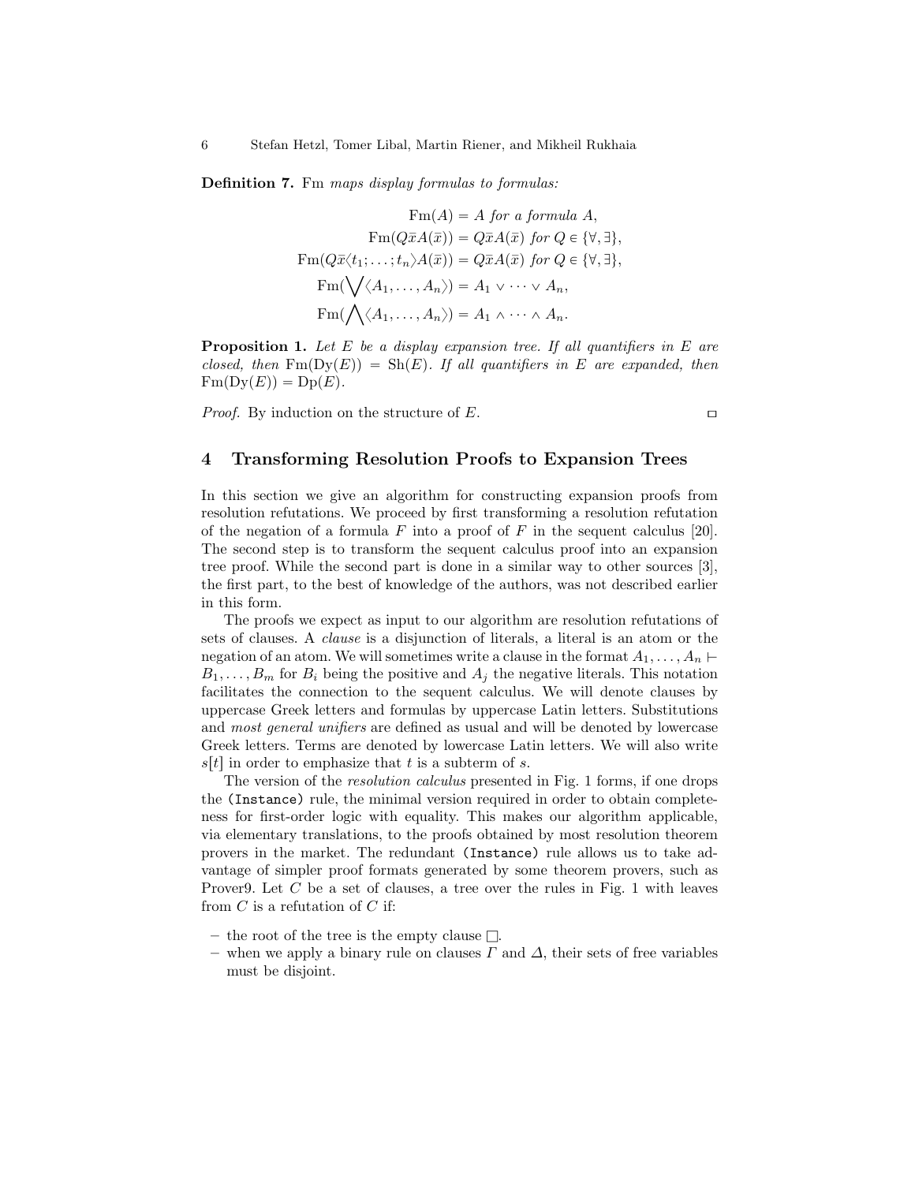**Definition 7.** Fm *maps display formulas to formulas:*

$$
\begin{aligned}
\mathrm{Fm}(A) &= A \text{ for a formula } A,\\
\mathrm{Fm}(Q\bar{x}A(\bar{x})) &= Q\bar{x}A(\bar{x}) \text{ for } Q \in \{\forall, \exists\},\\
\mathrm{Fm}(Q\bar{x}\langle t_1; \ldots; t_n\rangle A(\bar{x})) &= Q\bar{x}A(\bar{x}) \text{ for } Q \in \{\forall, \exists\},\\
\mathrm{Fm}(\bigvee\langle A_1, \ldots, A_n\rangle) &= A_1 \vee \cdots \vee A_n,\\
\mathrm{Fm}(\bigwedge\langle A_1, \ldots, A_n\rangle) &= A_1 \wedge \cdots \wedge A_n.
\end{aligned}
$$

**Proposition 1.** *Let $E$ be a display expansion tree. If all quantifiers in $E$ are closed, then $\mathrm{Fm}(\mathrm{Dy}(E)) = \mathrm{Sh}(E)$. If all quantifiers in $E$ are expanded, then $\mathrm{Fm}(\mathrm{Dy}(E)) = \mathrm{Dp}(E)$.*

*Proof.* By induction on the structure of $E$. $\square$

## 4 Transforming Resolution Proofs to Expansion Trees

In this section we give an algorithm for constructing expansion proofs from resolution refutations. We proceed by first transforming a resolution refutation of the negation of a formula $F$ into a proof of $F$ in the sequent calculus [20]. The second step is to transform the sequent calculus proof into an expansion tree proof. While the second part is done in a similar way to other sources [3], the first part, to the best of knowledge of the authors, was not described earlier in this form.

The proofs we expect as input to our algorithm are resolution refutations of sets of clauses. A *clause* is a disjunction of literals, a literal is an atom or the negation of an atom. We will sometimes write a clause in the format $A_1, \ldots, A_n \vdash B_1, \ldots, B_m$ for $B_i$ being the positive and $A_j$ the negative literals. This notation facilitates the connection to the sequent calculus. We will denote clauses by uppercase Greek letters and formulas by uppercase Latin letters. Substitutions and *most general unifiers* are defined as usual and will be denoted by lowercase Greek letters. Terms are denoted by lowercase Latin letters. We will also write $s[t]$ in order to emphasize that $t$ is a subterm of $s$.

The version of the *resolution calculus* presented in Fig. 1 forms, if one drops the `(Instance)` rule, the minimal version required in order to obtain completeness for first-order logic with equality. This makes our algorithm applicable, via elementary translations, to the proofs obtained by most resolution theorem provers in the market. The redundant `(Instance)` rule allows us to take advantage of simpler proof formats generated by some theorem provers, such as Prover9. Let $C$ be a set of clauses, a tree over the rules in Fig. 1 with leaves from $C$ is a refutation of $C$ if:

- the root of the tree is the empty clause $\square$.
- when we apply a binary rule on clauses $\Gamma$ and $\Delta$, their sets of free variables must be disjoint.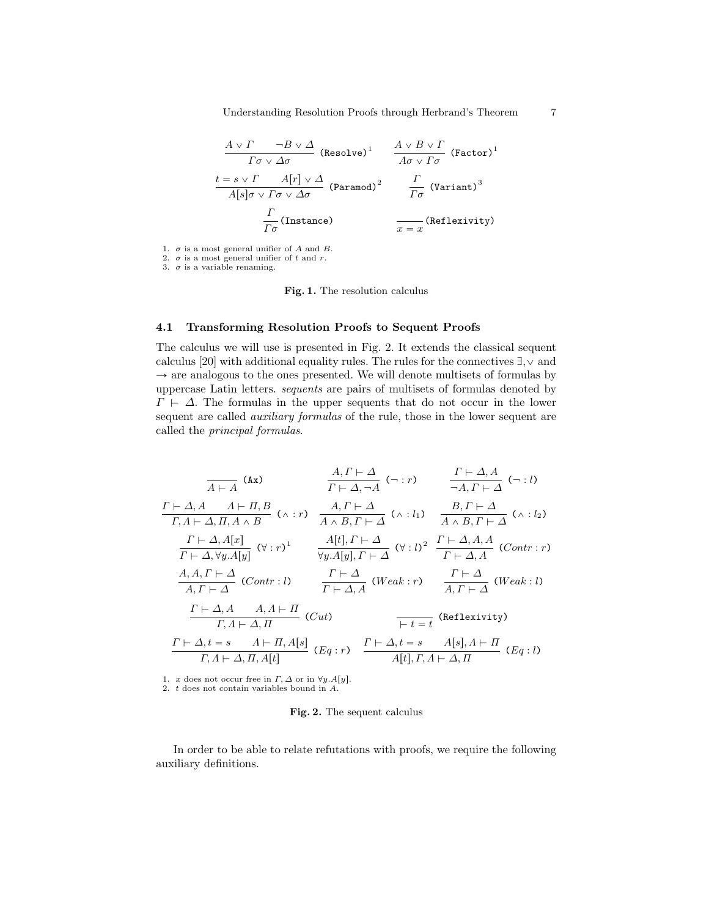$$\frac{A \vee \Gamma \qquad \neg B \vee \Delta}{\Gamma\sigma \vee \Delta\sigma}\ (\texttt{Resolve})^{1} \qquad \frac{A \vee B \vee \Gamma}{A\sigma \vee \Gamma\sigma}\ (\texttt{Factor})^{1}$$

$$\frac{t = s \vee \Gamma \qquad A[r] \vee \Delta}{A[s]\sigma \vee \Gamma\sigma \vee \Delta\sigma}\ (\texttt{Paramod})^{2} \qquad \frac{\Gamma}{\Gamma\sigma}\ (\texttt{Variant})^{3}$$

$$\frac{\Gamma}{\Gamma\sigma}\ (\texttt{Instance}) \qquad \frac{}{x = x}\ (\texttt{Reflexivity})$$

1. $\sigma$ is a most general unifier of $A$ and $B$.
2. $\sigma$ is a most general unifier of $t$ and $r$.
3. $\sigma$ is a variable renaming.

**Fig. 1.** The resolution calculus

### 4.1 Transforming Resolution Proofs to Sequent Proofs

The calculus we will use is presented in Fig. 2. It extends the classical sequent calculus [20] with additional equality rules. The rules for the connectives $\exists, \vee$ and $\rightarrow$ are analogous to the ones presented. We will denote multisets of formulas by uppercase Latin letters. *sequents* are pairs of multisets of formulas denoted by $\Gamma \vdash \Delta$. The formulas in the upper sequents that do not occur in the lower sequent are called *auxiliary formulas* of the rule, those in the lower sequent are called the *principal formulas*.

$$\frac{}{A \vdash A}\ (\texttt{Ax}) \qquad \frac{A, \Gamma \vdash \Delta}{\Gamma \vdash \Delta, \neg A}\ (\neg : r) \qquad \frac{\Gamma \vdash \Delta, A}{\neg A, \Gamma \vdash \Delta}\ (\neg : l)$$

$$\frac{\Gamma \vdash \Delta, A \qquad \Lambda \vdash \Pi, B}{\Gamma, \Lambda \vdash \Delta, \Pi, A \wedge B}\ (\wedge : r) \qquad \frac{A, \Gamma \vdash \Delta}{A \wedge B, \Gamma \vdash \Delta}\ (\wedge : l_1) \qquad \frac{B, \Gamma \vdash \Delta}{A \wedge B, \Gamma \vdash \Delta}\ (\wedge : l_2)$$

$$\frac{\Gamma \vdash \Delta, A[x]}{\Gamma \vdash \Delta, \forall y.A[y]}\ (\forall : r)^{1} \qquad \frac{A[t], \Gamma \vdash \Delta}{\forall y.A[y], \Gamma \vdash \Delta}\ (\forall : l)^{2} \qquad \frac{\Gamma \vdash \Delta, A, A}{\Gamma \vdash \Delta, A}\ (Contr : r)$$

$$\frac{A, A, \Gamma \vdash \Delta}{A, \Gamma \vdash \Delta}\ (Contr : l) \qquad \frac{\Gamma \vdash \Delta}{\Gamma \vdash \Delta, A}\ (Weak : r) \qquad \frac{\Gamma \vdash \Delta}{A, \Gamma \vdash \Delta}\ (Weak : l)$$

$$\frac{\Gamma \vdash \Delta, A \qquad A, \Lambda \vdash \Pi}{\Gamma, \Lambda \vdash \Delta, \Pi}\ (Cut) \qquad \frac{}{\vdash t = t}\ (\texttt{Reflexivity})$$

$$\frac{\Gamma \vdash \Delta, t = s \qquad \Lambda \vdash \Pi, A[s]}{\Gamma, \Lambda \vdash \Delta, \Pi, A[t]}\ (Eq : r) \qquad \frac{\Gamma \vdash \Delta, t = s \qquad A[s], \Lambda \vdash \Pi}{A[t], \Gamma, \Lambda \vdash \Delta, \Pi}\ (Eq : l)$$

1. $x$ does not occur free in $\Gamma, \Delta$ or in $\forall y.A[y]$.
2. $t$ does not contain variables bound in $A$.

**Fig. 2.** The sequent calculus

In order to be able to relate refutations with proofs, we require the following auxiliary definitions.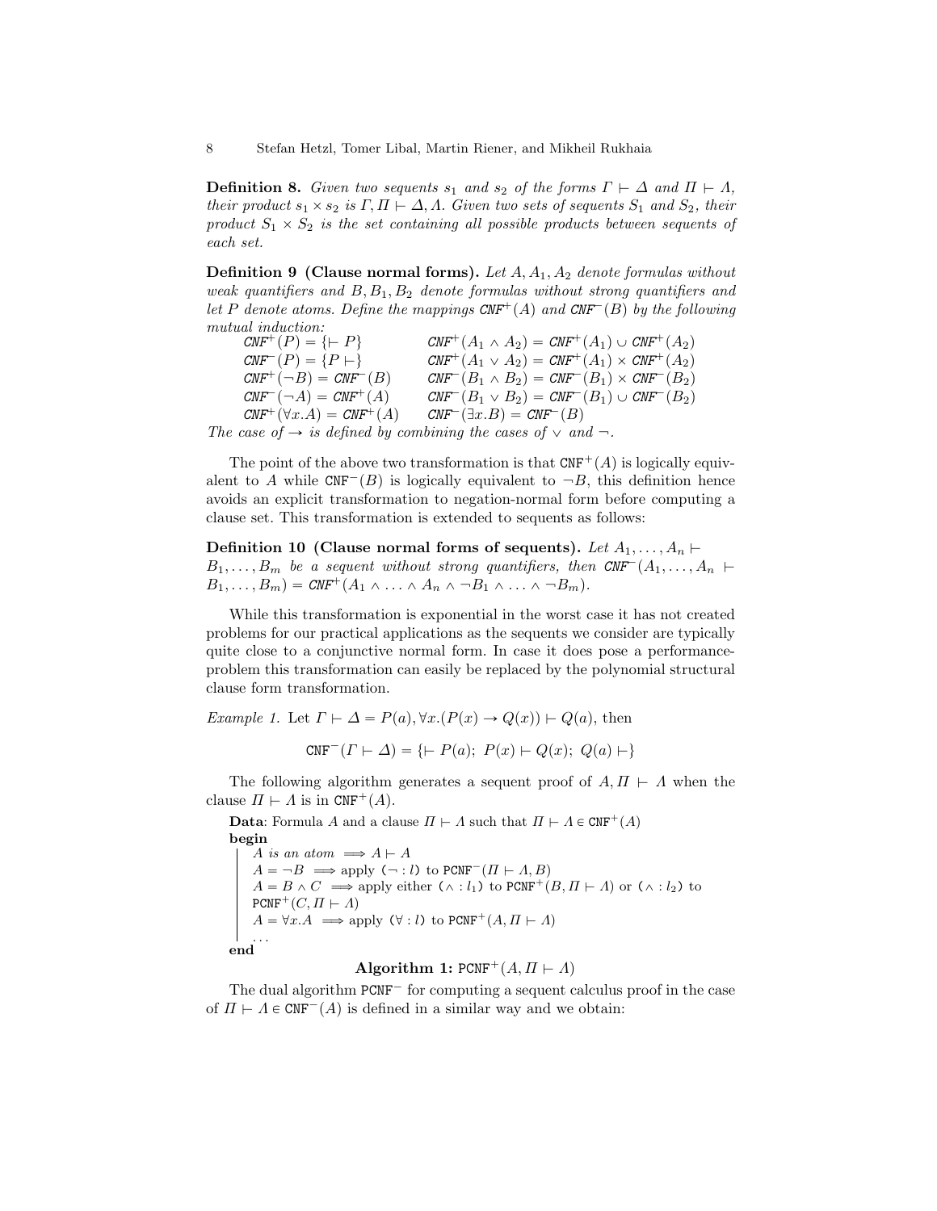**Definition 8.** *Given two sequents $s_1$ and $s_2$ of the forms $\Gamma \vdash \Delta$ and $\Pi \vdash \Lambda$, their product $s_1 \times s_2$ is $\Gamma, \Pi \vdash \Delta, \Lambda$. Given two sets of sequents $S_1$ and $S_2$, their product $S_1 \times S_2$ is the set containing all possible products between sequents of each set.*

**Definition 9 (Clause normal forms).** *Let $A, A_1, A_2$ denote formulas without weak quantifiers and $B, B_1, B_2$ denote formulas without strong quantifiers and let $P$ denote atoms. Define the mappings $\mathit{CNF}^+(A)$ and $\mathit{CNF}^-(B)$ by the following mutual induction:*

$$
\begin{array}{ll}
\mathit{CNF}^+(P) = \{\vdash P\} & \mathit{CNF}^+(A_1 \wedge A_2) = \mathit{CNF}^+(A_1) \cup \mathit{CNF}^+(A_2) \\
\mathit{CNF}^-(P) = \{P \vdash\} & \mathit{CNF}^+(A_1 \vee A_2) = \mathit{CNF}^+(A_1) \times \mathit{CNF}^+(A_2) \\
\mathit{CNF}^+(\neg B) = \mathit{CNF}^-(B) & \mathit{CNF}^-(B_1 \wedge B_2) = \mathit{CNF}^-(B_1) \times \mathit{CNF}^-(B_2) \\
\mathit{CNF}^-(\neg A) = \mathit{CNF}^+(A) & \mathit{CNF}^-(B_1 \vee B_2) = \mathit{CNF}^-(B_1) \cup \mathit{CNF}^-(B_2) \\
\mathit{CNF}^+(\forall x.A) = \mathit{CNF}^+(A) & \mathit{CNF}^-(\exists x.B) = \mathit{CNF}^-(B)
\end{array}
$$

*The case of $\rightarrow$ is defined by combining the cases of $\vee$ and $\neg$.*

The point of the above two transformation is that $\mathtt{CNF}^+(A)$ is logically equivalent to $A$ while $\mathtt{CNF}^-(B)$ is logically equivalent to $\neg B$, this definition hence avoids an explicit transformation to negation-normal form before computing a clause set. This transformation is extended to sequents as follows:

**Definition 10 (Clause normal forms of sequents).** *Let $A_1, \ldots, A_n \vdash B_1, \ldots, B_m$ be a sequent without strong quantifiers, then $\mathit{CNF}^-(A_1, \ldots, A_n \vdash B_1, \ldots, B_m) = \mathit{CNF}^+(A_1 \wedge \ldots \wedge A_n \wedge \neg B_1 \wedge \ldots \wedge \neg B_m)$.*

While this transformation is exponential in the worst case it has not created problems for our practical applications as the sequents we consider are typically quite close to a conjunctive normal form. In case it does pose a performance-problem this transformation can easily be replaced by the polynomial structural clause form transformation.

*Example 1.* Let $\Gamma \vdash \Delta = P(a), \forall x.(P(x) \rightarrow Q(x)) \vdash Q(a)$, then

$$\mathtt{CNF}^-(\Gamma \vdash \Delta) = \{\vdash P(a);\ P(x) \vdash Q(x);\ Q(a) \vdash\}$$

The following algorithm generates a sequent proof of $A, \Pi \vdash \Lambda$ when the clause $\Pi \vdash \Lambda$ is in $\mathtt{CNF}^+(A)$.

**Data**: Formula $A$ and a clause $\Pi \vdash \Lambda$ such that $\Pi \vdash \Lambda \in \mathtt{CNF}^+(A)$
**begin**
- $A$ *is an atom* $\implies A \vdash A$
- $A = \neg B \implies$ apply $(\neg : l)$ to $\mathtt{PCNF}^-(\Pi \vdash \Lambda, B)$
- $A = B \wedge C \implies$ apply either $(\wedge : l_1)$ to $\mathtt{PCNF}^+(B, \Pi \vdash \Lambda)$ or $(\wedge : l_2)$ to $\mathtt{PCNF}^+(C, \Pi \vdash \Lambda)$
- $A = \forall x.A \implies$ apply $(\forall : l)$ to $\mathtt{PCNF}^+(A, \Pi \vdash \Lambda)$
- ...

**end**

**Algorithm 1:** $\mathtt{PCNF}^+(A, \Pi \vdash \Lambda)$

The dual algorithm $\mathtt{PCNF}^-$ for computing a sequent calculus proof in the case of $\Pi \vdash \Lambda \in \mathtt{CNF}^-(A)$ is defined in a similar way and we obtain: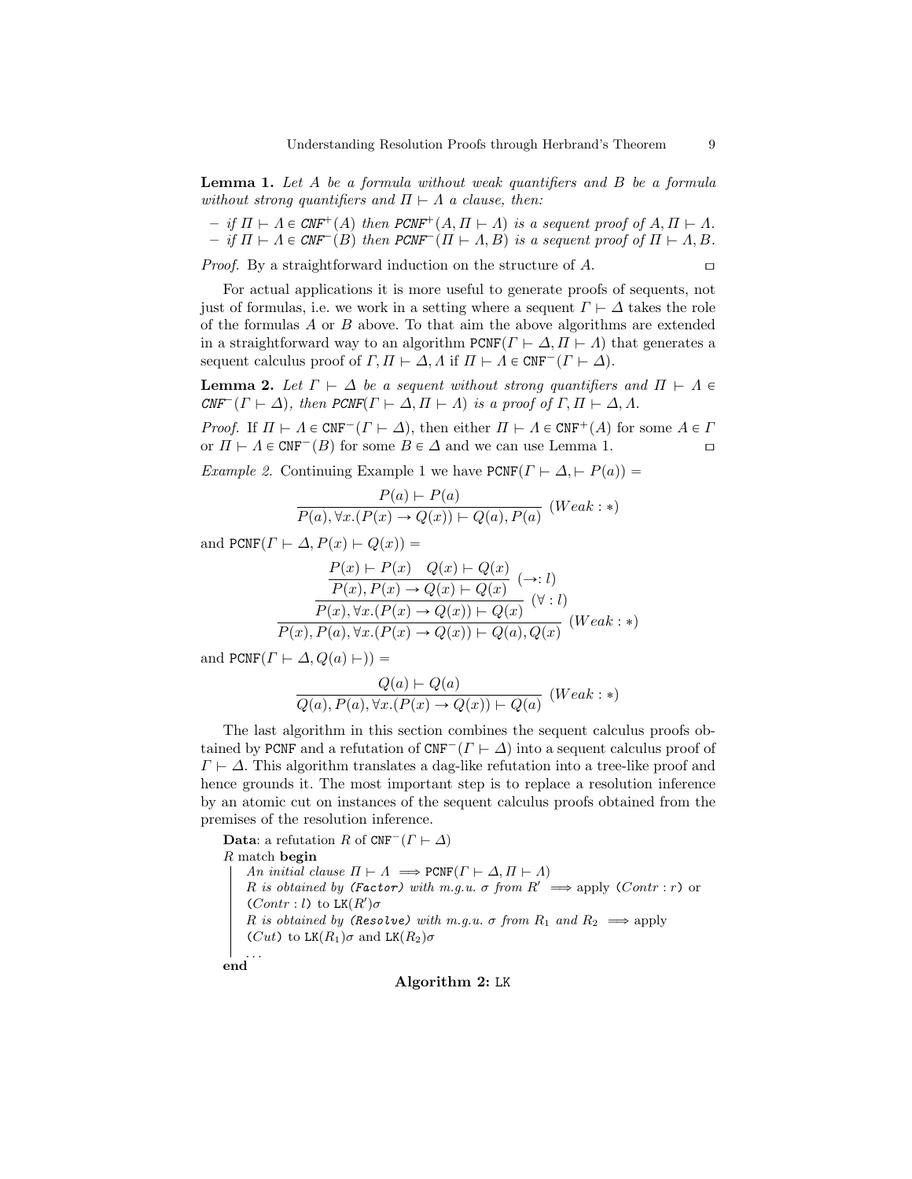**Lemma 1.** *Let $A$ be a formula without weak quantifiers and $B$ be a formula without strong quantifiers and $\Pi \vdash \Lambda$ a clause, then:*

- *if $\Pi \vdash \Lambda \in \mathtt{CNF}^+(A)$ then $\mathtt{PCNF}^+(A, \Pi \vdash \Lambda)$ is a sequent proof of $A, \Pi \vdash \Lambda$.*
- *if $\Pi \vdash \Lambda \in \mathtt{CNF}^-(B)$ then $\mathtt{PCNF}^-(\Pi \vdash \Lambda, B)$ is a sequent proof of $\Pi \vdash \Lambda, B$.*

*Proof.* By a straightforward induction on the structure of $A$. □

For actual applications it is more useful to generate proofs of sequents, not just of formulas, i.e. we work in a setting where a sequent $\Gamma \vdash \Delta$ takes the role of the formulas $A$ or $B$ above. To that aim the above algorithms are extended in a straightforward way to an algorithm $\mathtt{PCNF}(\Gamma \vdash \Delta, \Pi \vdash \Lambda)$ that generates a sequent calculus proof of $\Gamma, \Pi \vdash \Delta, \Lambda$ if $\Pi \vdash \Lambda \in \mathtt{CNF}^-(\Gamma \vdash \Delta)$.

**Lemma 2.** *Let $\Gamma \vdash \Delta$ be a sequent without strong quantifiers and $\Pi \vdash \Lambda \in \mathtt{CNF}^-(\Gamma \vdash \Delta)$, then $\mathtt{PCNF}(\Gamma \vdash \Delta, \Pi \vdash \Lambda)$ is a proof of $\Gamma, \Pi \vdash \Delta, \Lambda$.*

*Proof.* If $\Pi \vdash \Lambda \in \mathtt{CNF}^-(\Gamma \vdash \Delta)$, then either $\Pi \vdash \Lambda \in \mathtt{CNF}^+(A)$ for some $A \in \Gamma$ or $\Pi \vdash \Lambda \in \mathtt{CNF}^-(B)$ for some $B \in \Delta$ and we can use Lemma 1. □

*Example 2.* Continuing Example 1 we have $\mathtt{PCNF}(\Gamma \vdash \Delta, \vdash P(a)) =$

$$\dfrac{P(a) \vdash P(a)}{P(a), \forall x.(P(x) \to Q(x)) \vdash Q(a), P(a)}\ (Weak:*)$$

and $\mathtt{PCNF}(\Gamma \vdash \Delta, P(x) \vdash Q(x)) =$

$$\dfrac{\dfrac{\dfrac{P(x) \vdash P(x) \quad Q(x) \vdash Q(x)}{P(x), P(x) \to Q(x) \vdash Q(x)}\ (\to: l)}{P(x), \forall x.(P(x) \to Q(x)) \vdash Q(x)}\ (\forall: l)}{P(x), P(a), \forall x.(P(x) \to Q(x)) \vdash Q(a), Q(x)}\ (Weak:*)$$

and $\mathtt{PCNF}(\Gamma \vdash \Delta, Q(a) \vdash)) =$

$$\dfrac{Q(a) \vdash Q(a)}{Q(a), P(a), \forall x.(P(x) \to Q(x)) \vdash Q(a)}\ (Weak:*)$$

The last algorithm in this section combines the sequent calculus proofs obtained by $\mathtt{PCNF}$ and a refutation of $\mathtt{CNF}^-(\Gamma \vdash \Delta)$ into a sequent calculus proof of $\Gamma \vdash \Delta$. This algorithm translates a dag-like refutation into a tree-like proof and hence grounds it. The most important step is to replace a resolution inference by an atomic cut on instances of the sequent calculus proofs obtained from the premises of the resolution inference.

```
Data: a refutation R of CNF⁻(Γ ⊢ Δ)
R match begin
    An initial clause Π ⊢ Λ  ⟹ PCNF(Γ ⊢ Δ, Π ⊢ Λ)
    R is obtained by (Factor) with m.g.u. σ from R′  ⟹ apply (Contr : r) or
    (Contr : l) to LK(R′)σ
    R is obtained by (Resolve) with m.g.u. σ from R₁ and R₂  ⟹ apply
    (Cut) to LK(R₁)σ and LK(R₂)σ
    ...
end
```

**Algorithm 2:** $\mathtt{LK}$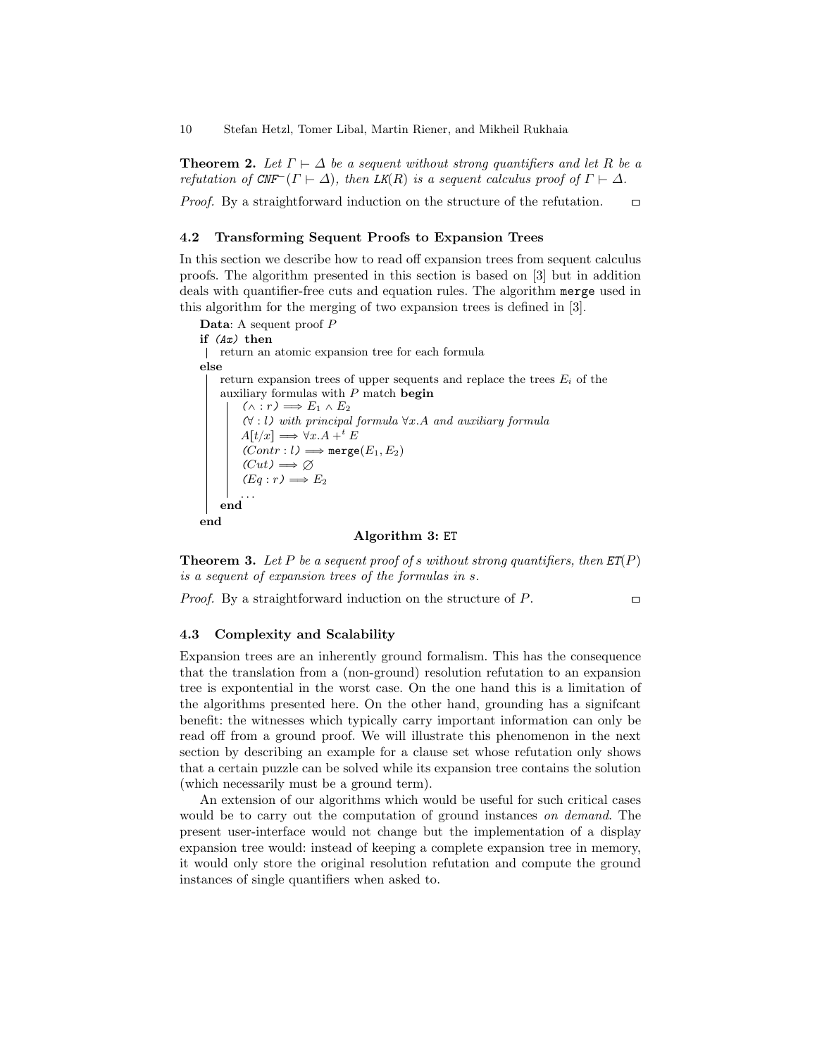**Theorem 2.** *Let $\Gamma \vdash \Delta$ be a sequent without strong quantifiers and let $R$ be a refutation of* $\mathtt{CNF}^{-}(\Gamma \vdash \Delta)$*, then* $\mathtt{LK}(R)$ *is a sequent calculus proof of* $\Gamma \vdash \Delta$.

*Proof.* By a straightforward induction on the structure of the refutation. ◻

### 4.2 Transforming Sequent Proofs to Expansion Trees

In this section we describe how to read off expansion trees from sequent calculus proofs. The algorithm presented in this section is based on [3] but in addition deals with quantifier-free cuts and equation rules. The algorithm `merge` used in this algorithm for the merging of two expansion trees is defined in [3].

**Data**: A sequent proof $P$
**if** *(Ax)* **then**
  return an atomic expansion tree for each formula
**else**
  return expansion trees of upper sequents and replace the trees $E_i$ of the auxiliary formulas with $P$ match **begin**
    *($\wedge : r$)* $\Longrightarrow E_1 \wedge E_2$
    *($\forall : l$) with principal formula $\forall x.A$ and auxiliary formula* $A[t/x] \Longrightarrow \forall x.A +^{t} E$
    *($Contr : l$)* $\Longrightarrow$ `merge`$(E_1, E_2)$
    *($Cut$)* $\Longrightarrow \varnothing$
    *($Eq : r$)* $\Longrightarrow E_2$
    ...
  **end**
**end**

**Algorithm 3:** `ET`

**Theorem 3.** *Let $P$ be a sequent proof of $s$ without strong quantifiers, then* $\mathtt{ET}(P)$ *is a sequent of expansion trees of the formulas in $s$.*

*Proof.* By a straightforward induction on the structure of $P$. ◻

### 4.3 Complexity and Scalability

Expansion trees are an inherently ground formalism. This has the consequence that the translation from a (non-ground) resolution refutation to an expansion tree is expontential in the worst case. On the one hand this is a limitation of the algorithms presented here. On the other hand, grounding has a signifcant benefit: the witnesses which typically carry important information can only be read off from a ground proof. We will illustrate this phenomenon in the next section by describing an example for a clause set whose refutation only shows that a certain puzzle can be solved while its expansion tree contains the solution (which necessarily must be a ground term).

An extension of our algorithms which would be useful for such critical cases would be to carry out the computation of ground instances *on demand*. The present user-interface would not change but the implementation of a display expansion tree would: instead of keeping a complete expansion tree in memory, it would only store the original resolution refutation and compute the ground instances of single quantifiers when asked to.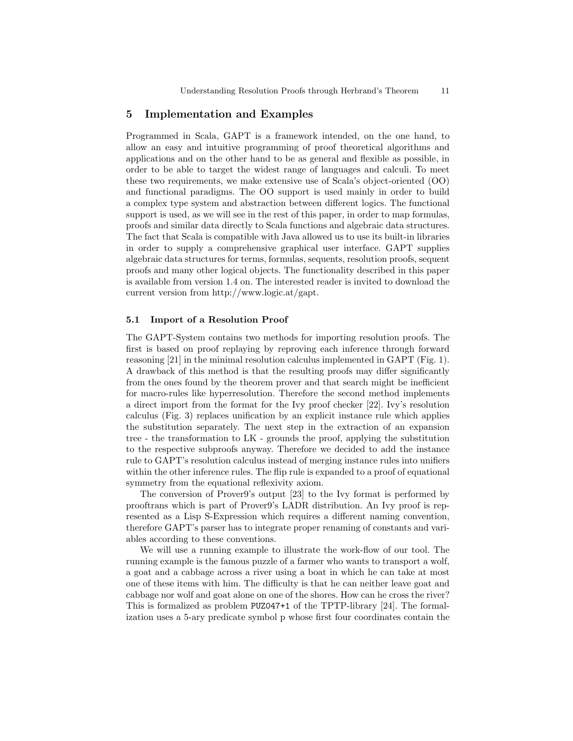## 5 Implementation and Examples

Programmed in Scala, GAPT is a framework intended, on the one hand, to allow an easy and intuitive programming of proof theoretical algorithms and applications and on the other hand to be as general and flexible as possible, in order to be able to target the widest range of languages and calculi. To meet these two requirements, we make extensive use of Scala's object-oriented (OO) and functional paradigms. The OO support is used mainly in order to build a complex type system and abstraction between different logics. The functional support is used, as we will see in the rest of this paper, in order to map formulas, proofs and similar data directly to Scala functions and algebraic data structures. The fact that Scala is compatible with Java allowed us to use its built-in libraries in order to supply a comprehensive graphical user interface. GAPT supplies algebraic data structures for terms, formulas, sequents, resolution proofs, sequent proofs and many other logical objects. The functionality described in this paper is available from version 1.4 on. The interested reader is invited to download the current version from http://www.logic.at/gapt.

### 5.1 Import of a Resolution Proof

The GAPT-System contains two methods for importing resolution proofs. The first is based on proof replaying by reproving each inference through forward reasoning [21] in the minimal resolution calculus implemented in GAPT (Fig. 1). A drawback of this method is that the resulting proofs may differ significantly from the ones found by the theorem prover and that search might be inefficient for macro-rules like hyperresolution. Therefore the second method implements a direct import from the format for the Ivy proof checker [22]. Ivy's resolution calculus (Fig. 3) replaces unification by an explicit instance rule which applies the substitution separately. The next step in the extraction of an expansion tree - the transformation to LK - grounds the proof, applying the substitution to the respective subproofs anyway. Therefore we decided to add the instance rule to GAPT's resolution calculus instead of merging instance rules into unifiers within the other inference rules. The flip rule is expanded to a proof of equational symmetry from the equational reflexivity axiom.

The conversion of Prover9's output [23] to the Ivy format is performed by prooftrans which is part of Prover9's LADR distribution. An Ivy proof is represented as a Lisp S-Expression which requires a different naming convention, therefore GAPT's parser has to integrate proper renaming of constants and variables according to these conventions.

We will use a running example to illustrate the work-flow of our tool. The running example is the famous puzzle of a farmer who wants to transport a wolf, a goat and a cabbage across a river using a boat in which he can take at most one of these items with him. The difficulty is that he can neither leave goat and cabbage nor wolf and goat alone on one of the shores. How can he cross the river? This is formalized as problem PUZ047+1 of the TPTP-library [24]. The formalization uses a 5-ary predicate symbol p whose first four coordinates contain the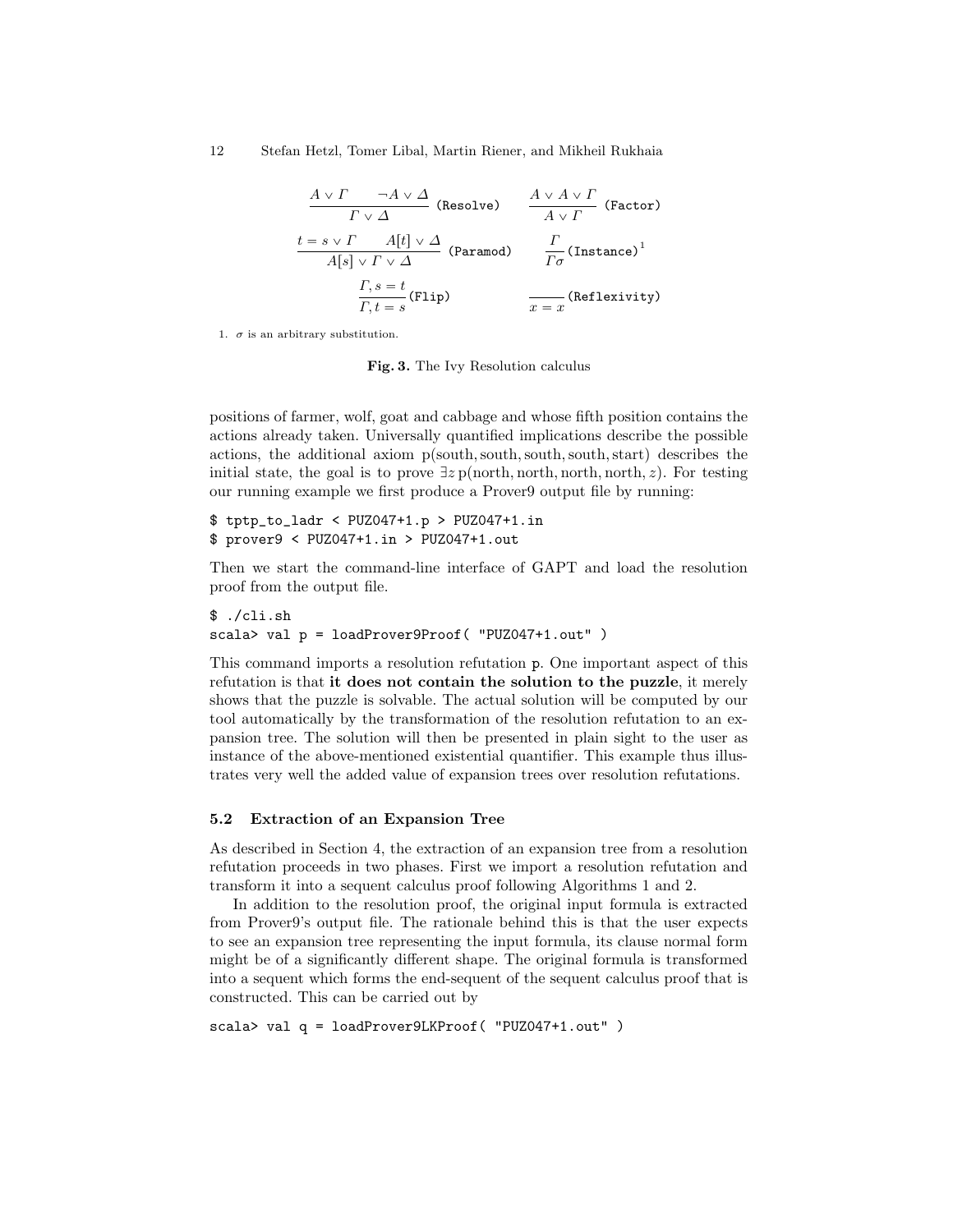$$\frac{A \vee \Gamma \qquad \neg A \vee \Delta}{\Gamma \vee \Delta}\ (\texttt{Resolve}) \qquad \frac{A \vee A \vee \Gamma}{A \vee \Gamma}\ (\texttt{Factor})$$

$$\frac{t = s \vee \Gamma \qquad A[t] \vee \Delta}{A[s] \vee \Gamma \vee \Delta}\ (\texttt{Paramod}) \qquad \frac{\Gamma}{\Gamma\sigma}\ (\texttt{Instance})^{1}$$

$$\frac{\Gamma, s = t}{\Gamma, t = s}\ (\texttt{Flip}) \qquad \frac{}{x = x}\ (\texttt{Reflexivity})$$

1. $\sigma$ is an arbitrary substitution.

**Fig. 3.** The Ivy Resolution calculus

positions of farmer, wolf, goat and cabbage and whose fifth position contains the actions already taken. Universally quantified implications describe the possible actions, the additional axiom p(south, south, south, south, start) describes the initial state, the goal is to prove $\exists z\, \mathrm{p}(\mathrm{north}, \mathrm{north}, \mathrm{north}, \mathrm{north}, z)$. For testing our running example we first produce a Prover9 output file by running:

```
$ tptp_to_ladr < PUZ047+1.p > PUZ047+1.in
$ prover9 < PUZ047+1.in > PUZ047+1.out
```

Then we start the command-line interface of GAPT and load the resolution proof from the output file.

```
$ ./cli.sh
scala> val p = loadProver9Proof( "PUZ047+1.out" )
```

This command imports a resolution refutation `p`. One important aspect of this refutation is that **it does not contain the solution to the puzzle**, it merely shows that the puzzle is solvable. The actual solution will be computed by our tool automatically by the transformation of the resolution refutation to an expansion tree. The solution will then be presented in plain sight to the user as instance of the above-mentioned existential quantifier. This example thus illustrates very well the added value of expansion trees over resolution refutations.

### 5.2 Extraction of an Expansion Tree

As described in Section 4, the extraction of an expansion tree from a resolution refutation proceeds in two phases. First we import a resolution refutation and transform it into a sequent calculus proof following Algorithms 1 and 2.

In addition to the resolution proof, the original input formula is extracted from Prover9's output file. The rationale behind this is that the user expects to see an expansion tree representing the input formula, its clause normal form might be of a significantly different shape. The original formula is transformed into a sequent which forms the end-sequent of the sequent calculus proof that is constructed. This can be carried out by

```
scala> val q = loadProver9LKProof( "PUZ047+1.out" )
```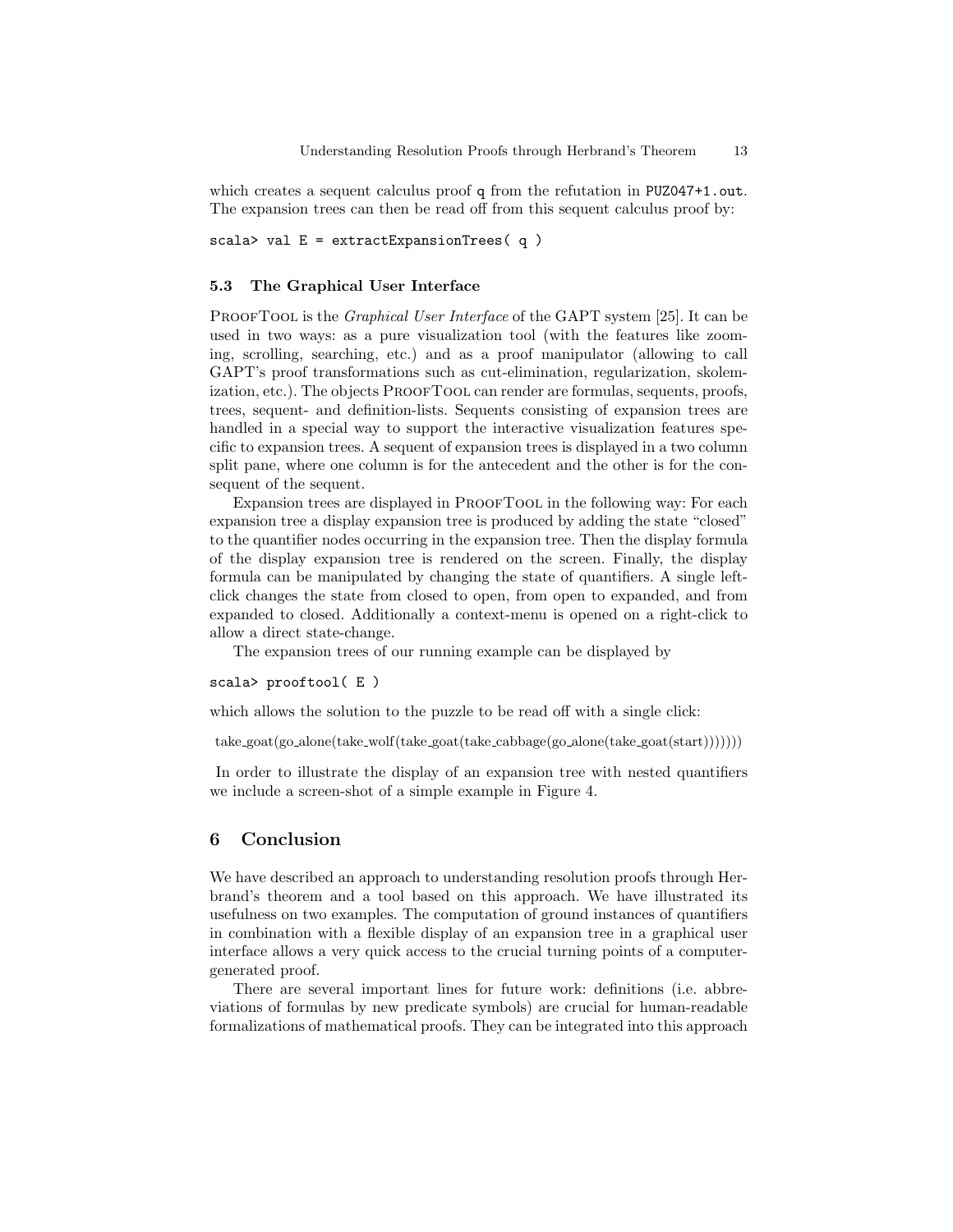which creates a sequent calculus proof `q` from the refutation in `PUZ047+1.out`. The expansion trees can then be read off from this sequent calculus proof by:

```
scala> val E = extractExpansionTrees( q )
```

### 5.3 The Graphical User Interface

ProofTool is the *Graphical User Interface* of the GAPT system [25]. It can be used in two ways: as a pure visualization tool (with the features like zooming, scrolling, searching, etc.) and as a proof manipulator (allowing to call GAPT's proof transformations such as cut-elimination, regularization, skolemization, etc.). The objects ProofTool can render are formulas, sequents, proofs, trees, sequent- and definition-lists. Sequents consisting of expansion trees are handled in a special way to support the interactive visualization features specific to expansion trees. A sequent of expansion trees is displayed in a two column split pane, where one column is for the antecedent and the other is for the consequent of the sequent.

Expansion trees are displayed in ProofTool in the following way: For each expansion tree a display expansion tree is produced by adding the state "closed" to the quantifier nodes occurring in the expansion tree. Then the display formula of the display expansion tree is rendered on the screen. Finally, the display formula can be manipulated by changing the state of quantifiers. A single left-click changes the state from closed to open, from open to expanded, and from expanded to closed. Additionally a context-menu is opened on a right-click to allow a direct state-change.

The expansion trees of our running example can be displayed by

```
scala> prooftool( E )
```

which allows the solution to the puzzle to be read off with a single click:

take_goat(go_alone(take_wolf(take_goat(take_cabbage(go_alone(take_goat(start)))))))

In order to illustrate the display of an expansion tree with nested quantifiers we include a screen-shot of a simple example in Figure 4.

## 6 Conclusion

We have described an approach to understanding resolution proofs through Herbrand's theorem and a tool based on this approach. We have illustrated its usefulness on two examples. The computation of ground instances of quantifiers in combination with a flexible display of an expansion tree in a graphical user interface allows a very quick access to the crucial turning points of a computer-generated proof.

There are several important lines for future work: definitions (i.e. abbreviations of formulas by new predicate symbols) are crucial for human-readable formalizations of mathematical proofs. They can be integrated into this approach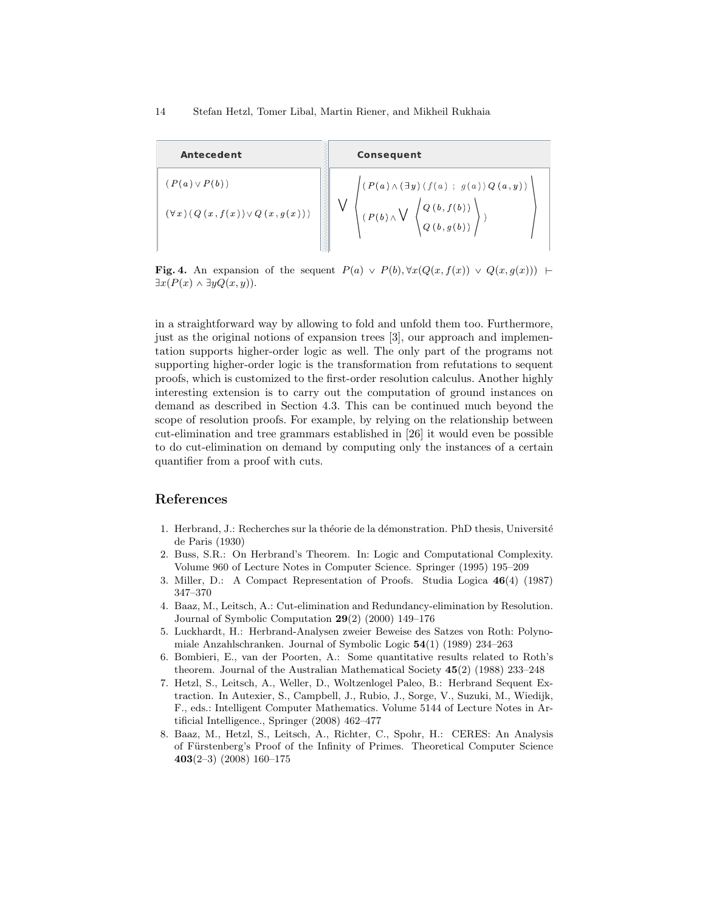| Antecedent | Consequent |
| --- | --- |
| $(P(a) \vee P(b))$ <br> $(\forall x)(Q(x, f(x)) \vee Q(x, g(x)))$ | $\bigvee \left\langle \begin{array}{l} (P(a) \wedge (\exists y)\langle f(a) \; ; \; g(a)\rangle Q(a, y)) \\ (P(b) \wedge \bigvee \left\langle \begin{array}{l} Q(b, f(b)) \\ Q(b, g(b)) \end{array} \right\rangle) \end{array} \right\rangle$ |

**Fig. 4.** An expansion of the sequent $P(a) \vee P(b), \forall x(Q(x, f(x)) \vee Q(x, g(x))) \vdash \exists x(P(x) \wedge \exists y Q(x, y))$.

in a straightforward way by allowing to fold and unfold them too. Furthermore, just as the original notions of expansion trees [3], our approach and implementation supports higher-order logic as well. The only part of the programs not supporting higher-order logic is the transformation from refutations to sequent proofs, which is customized to the first-order resolution calculus. Another highly interesting extension is to carry out the computation of ground instances on demand as described in Section 4.3. This can be continued much beyond the scope of resolution proofs. For example, by relying on the relationship between cut-elimination and tree grammars established in [26] it would even be possible to do cut-elimination on demand by computing only the instances of a certain quantifier from a proof with cuts.

## References

1. Herbrand, J.: Recherches sur la théorie de la démonstration. PhD thesis, Université de Paris (1930)
2. Buss, S.R.: On Herbrand's Theorem. In: Logic and Computational Complexity. Volume 960 of Lecture Notes in Computer Science. Springer (1995) 195–209
3. Miller, D.: A Compact Representation of Proofs. Studia Logica **46**(4) (1987) 347–370
4. Baaz, M., Leitsch, A.: Cut-elimination and Redundancy-elimination by Resolution. Journal of Symbolic Computation **29**(2) (2000) 149–176
5. Luckhardt, H.: Herbrand-Analysen zweier Beweise des Satzes von Roth: Polynomiale Anzahlschranken. Journal of Symbolic Logic **54**(1) (1989) 234–263
6. Bombieri, E., van der Poorten, A.: Some quantitative results related to Roth's theorem. Journal of the Australian Mathematical Society **45**(2) (1988) 233–248
7. Hetzl, S., Leitsch, A., Weller, D., Woltzenlogel Paleo, B.: Herbrand Sequent Extraction. In Autexier, S., Campbell, J., Rubio, J., Sorge, V., Suzuki, M., Wiedijk, F., eds.: Intelligent Computer Mathematics. Volume 5144 of Lecture Notes in Artificial Intelligence., Springer (2008) 462–477
8. Baaz, M., Hetzl, S., Leitsch, A., Richter, C., Spohr, H.: CERES: An Analysis of Fürstenberg's Proof of the Infinity of Primes. Theoretical Computer Science **403**(2–3) (2008) 160–175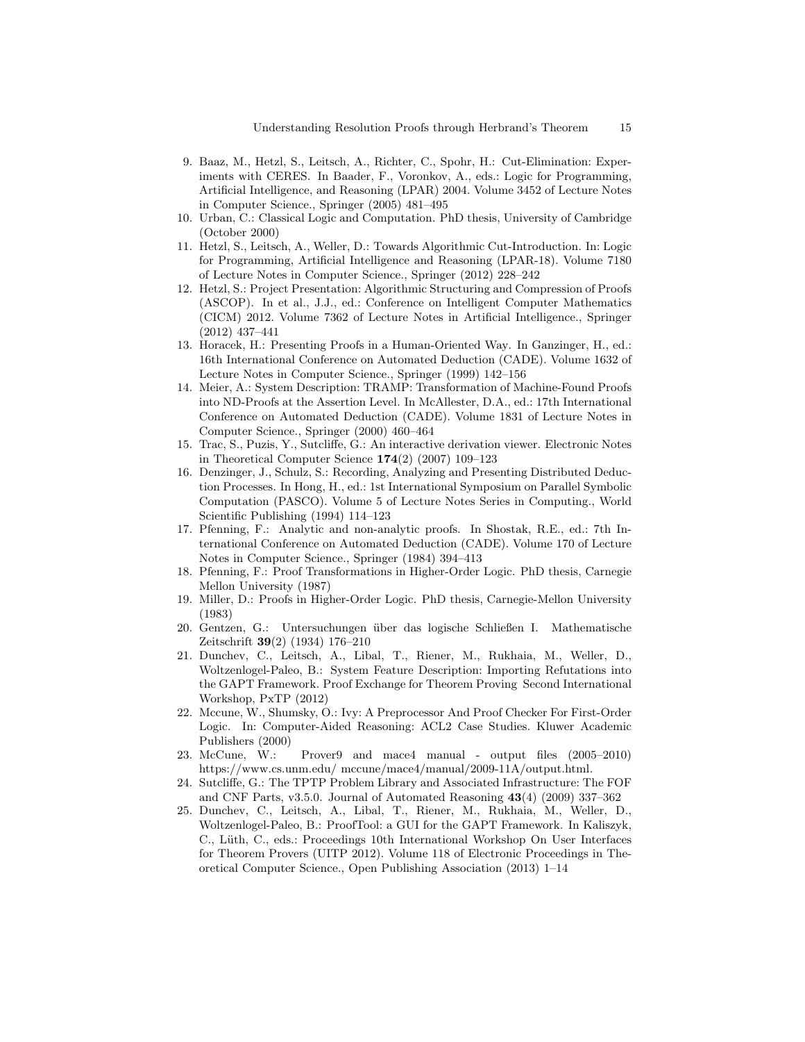9. Baaz, M., Hetzl, S., Leitsch, A., Richter, C., Spohr, H.: Cut-Elimination: Experiments with CERES. In Baader, F., Voronkov, A., eds.: Logic for Programming, Artificial Intelligence, and Reasoning (LPAR) 2004. Volume 3452 of Lecture Notes in Computer Science., Springer (2005) 481–495
10. Urban, C.: Classical Logic and Computation. PhD thesis, University of Cambridge (October 2000)
11. Hetzl, S., Leitsch, A., Weller, D.: Towards Algorithmic Cut-Introduction. In: Logic for Programming, Artificial Intelligence and Reasoning (LPAR-18). Volume 7180 of Lecture Notes in Computer Science., Springer (2012) 228–242
12. Hetzl, S.: Project Presentation: Algorithmic Structuring and Compression of Proofs (ASCOP). In et al., J.J., ed.: Conference on Intelligent Computer Mathematics (CICM) 2012. Volume 7362 of Lecture Notes in Artificial Intelligence., Springer (2012) 437–441
13. Horacek, H.: Presenting Proofs in a Human-Oriented Way. In Ganzinger, H., ed.: 16th International Conference on Automated Deduction (CADE). Volume 1632 of Lecture Notes in Computer Science., Springer (1999) 142–156
14. Meier, A.: System Description: TRAMP: Transformation of Machine-Found Proofs into ND-Proofs at the Assertion Level. In McAllester, D.A., ed.: 17th International Conference on Automated Deduction (CADE). Volume 1831 of Lecture Notes in Computer Science., Springer (2000) 460–464
15. Trac, S., Puzis, Y., Sutcliffe, G.: An interactive derivation viewer. Electronic Notes in Theoretical Computer Science **174**(2) (2007) 109–123
16. Denzinger, J., Schulz, S.: Recording, Analyzing and Presenting Distributed Deduction Processes. In Hong, H., ed.: 1st International Symposium on Parallel Symbolic Computation (PASCO). Volume 5 of Lecture Notes Series in Computing., World Scientific Publishing (1994) 114–123
17. Pfenning, F.: Analytic and non-analytic proofs. In Shostak, R.E., ed.: 7th International Conference on Automated Deduction (CADE). Volume 170 of Lecture Notes in Computer Science., Springer (1984) 394–413
18. Pfenning, F.: Proof Transformations in Higher-Order Logic. PhD thesis, Carnegie Mellon University (1987)
19. Miller, D.: Proofs in Higher-Order Logic. PhD thesis, Carnegie-Mellon University (1983)
20. Gentzen, G.: Untersuchungen über das logische Schließen I. Mathematische Zeitschrift **39**(2) (1934) 176–210
21. Dunchev, C., Leitsch, A., Libal, T., Riener, M., Rukhaia, M., Weller, D., Woltzenlogel-Paleo, B.: System Feature Description: Importing Refutations into the GAPT Framework. Proof Exchange for Theorem Proving Second International Workshop, PxTP (2012)
22. Mccune, W., Shumsky, O.: Ivy: A Preprocessor And Proof Checker For First-Order Logic. In: Computer-Aided Reasoning: ACL2 Case Studies. Kluwer Academic Publishers (2000)
23. McCune, W.: Prover9 and mace4 manual - output files (2005–2010) https://www.cs.unm.edu/ mccune/mace4/manual/2009-11A/output.html.
24. Sutcliffe, G.: The TPTP Problem Library and Associated Infrastructure: The FOF and CNF Parts, v3.5.0. Journal of Automated Reasoning **43**(4) (2009) 337–362
25. Dunchev, C., Leitsch, A., Libal, T., Riener, M., Rukhaia, M., Weller, D., Woltzenlogel-Paleo, B.: ProofTool: a GUI for the GAPT Framework. In Kaliszyk, C., Lüth, C., eds.: Proceedings 10th International Workshop On User Interfaces for Theorem Provers (UITP 2012). Volume 118 of Electronic Proceedings in Theoretical Computer Science., Open Publishing Association (2013) 1–14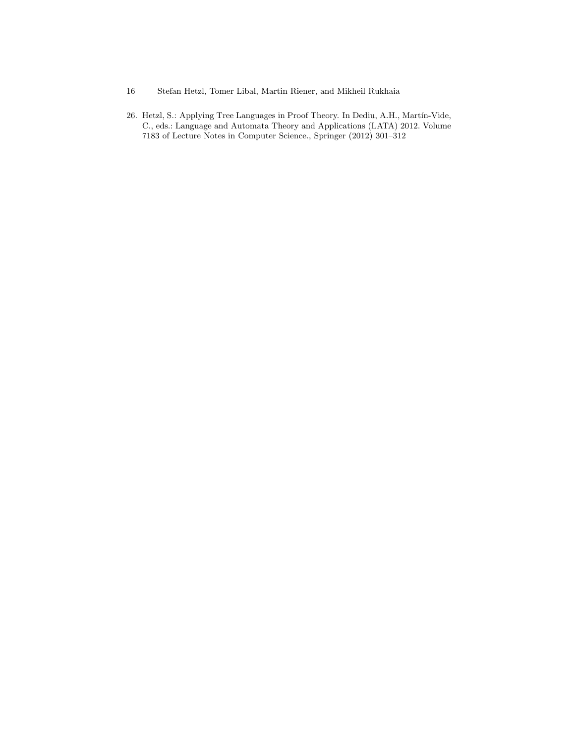26. Hetzl, S.: Applying Tree Languages in Proof Theory. In Dediu, A.H., Martín-Vide, C., eds.: Language and Automata Theory and Applications (LATA) 2012. Volume 7183 of Lecture Notes in Computer Science., Springer (2012) 301–312